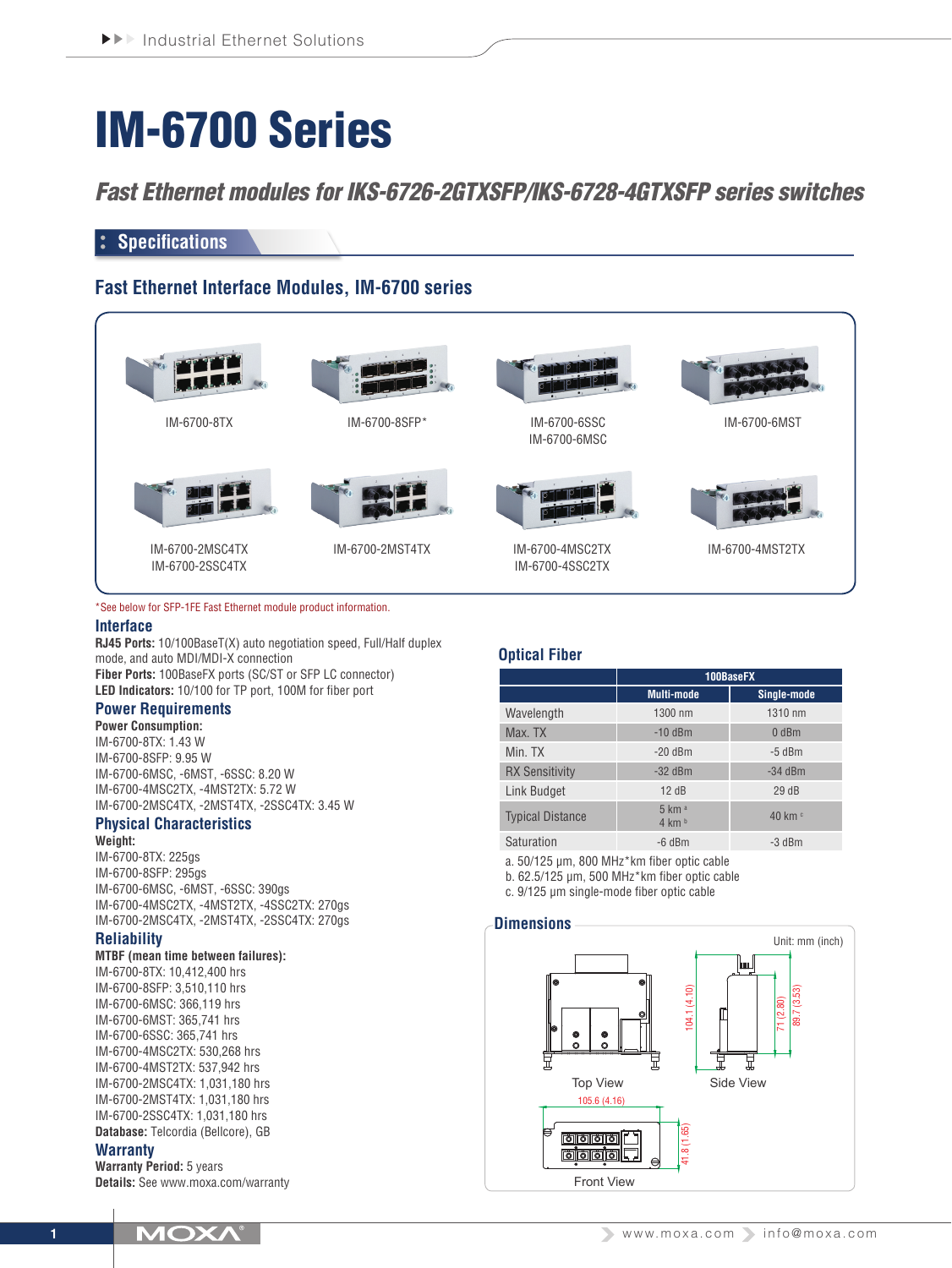# IM-6700 Series

## *Fast Ethernet modules for IKS-6726-2GTXSFP/IKS-6728-4GTXSFP series switches*

## Specifications

### Fast Ethernet Interface Modules, IM-6700 series

IM-6700-8TX

IM-6700-8SFP*

IM-6700-6SSC
IM-6700-6MSC

IM-6700-6MST

IM-6700-2MSC4TX
IM-6700-2SSC4TX

IM-6700-2MST4TX

IM-6700-4MSC2TX
IM-6700-4SSC2TX

IM-6700-4MST2TX

*See below for SFP-1FE Fast Ethernet module product information.

### Interface

**RJ45 Ports:** 10/100BaseT(X) auto negotiation speed, Full/Half duplex mode, and auto MDI/MDI-X connection
**Fiber Ports:** 100BaseFX ports (SC/ST or SFP LC connector)
**LED Indicators:** 10/100 for TP port, 100M for fiber port

### Power Requirements

**Power Consumption:**
IM-6700-8TX: 1.43 W
IM-6700-8SFP: 9.95 W
IM-6700-6MSC, -6MST, -6SSC: 8.20 W
IM-6700-4MSC2TX, -4MST2TX: 5.72 W
IM-6700-2MSC4TX, -2MST4TX, -2SSC4TX: 3.45 W

### Physical Characteristics

**Weight:**
IM-6700-8TX: 225gs
IM-6700-8SFP: 295gs
IM-6700-6MSC, -6MST, -6SSC: 390gs
IM-6700-4MSC2TX, -4MST2TX, -4SSC2TX: 270gs
IM-6700-2MSC4TX, -2MST4TX, -2SSC4TX: 270gs

### Reliability

**MTBF (mean time between failures):**
IM-6700-8TX: 10,412,400 hrs
IM-6700-8SFP: 3,510,110 hrs
IM-6700-6MSC: 366,119 hrs
IM-6700-6MST: 365,741 hrs
IM-6700-6SSC: 365,741 hrs
IM-6700-4MSC2TX: 530,268 hrs
IM-6700-4MST2TX: 537,942 hrs
IM-6700-2MSC4TX: 1,031,180 hrs
IM-6700-2MST4TX: 1,031,180 hrs
IM-6700-2SSC4TX: 1,031,180 hrs
**Database:** Telcordia (Bellcore), GB

### Warranty

**Warranty Period:** 5 years
**Details:** See www.moxa.com/warranty

### Optical Fiber

| | 100BaseFX | |
|---|---|---|
| | Multi-mode | Single-mode |
| Wavelength | 1300 nm | 1310 nm |
| Max. TX | -10 dBm | 0 dBm |
| Min. TX | -20 dBm | -5 dBm |
| RX Sensitivity | -32 dBm | -34 dBm |
| Link Budget | 12 dB | 29 dB |
| Typical Distance | 5 km [a] 4 km [b] | 40 km [c] |
| Saturation | -6 dBm | -3 dBm |

a. 50/125 μm, 800 MHz*km fiber optic cable
b. 62.5/125 μm, 500 MHz*km fiber optic cable
c. 9/125 μm single-mode fiber optic cable

### Dimensions

Unit: mm (inch)

Top View

Side View

Front View

104.1 (4.10)
71 (2.80)
89.7 (3.53)
105.6 (4.16)
41.8 (1.65)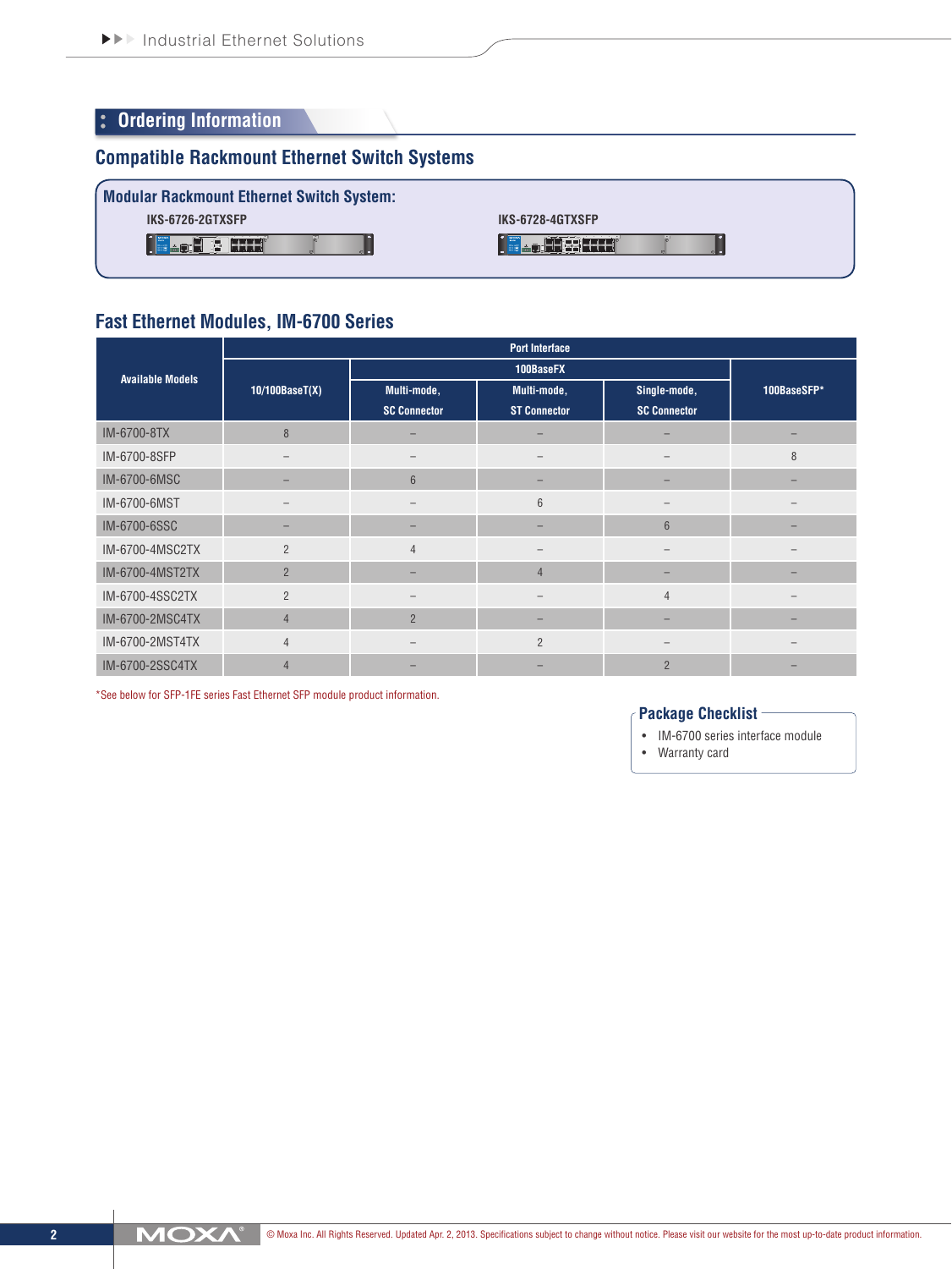## Ordering Information

### Compatible Rackmount Ethernet Switch Systems

**Modular Rackmount Ethernet Switch System:**

IKS-6726-2GTXSFP

IKS-6728-4GTXSFP

### Fast Ethernet Modules, IM-6700 Series

| Available Models | Port Interface | | | | |
|---|---|---|---|---|---|
| | 10/100BaseT(X) | 100BaseFX | | | 100BaseSFP* |
| | | Multi-mode, SC Connector | Multi-mode, ST Connector | Single-mode, SC Connector | |
| IM-6700-8TX | 8 | – | – | – | – |
| IM-6700-8SFP | – | – | – | – | 8 |
| IM-6700-6MSC | – | 6 | – | – | – |
| IM-6700-6MST | – | – | 6 | – | – |
| IM-6700-6SSC | – | – | – | 6 | – |
| IM-6700-4MSC2TX | 2 | 4 | – | – | – |
| IM-6700-4MST2TX | 2 | – | 4 | – | – |
| IM-6700-4SSC2TX | 2 | – | – | 4 | – |
| IM-6700-2MSC4TX | 4 | 2 | – | – | – |
| IM-6700-2MST4TX | 4 | – | 2 | – | – |
| IM-6700-2SSC4TX | 4 | – | – | 2 | – |

*See below for SFP-1FE series Fast Ethernet SFP module product information.

#### Package Checklist

- IM-6700 series interface module
- Warranty card

© Moxa Inc. All Rights Reserved. Updated Apr. 2, 2013. Specifications subject to change without notice. Please visit our website for the most up-to-date product information.